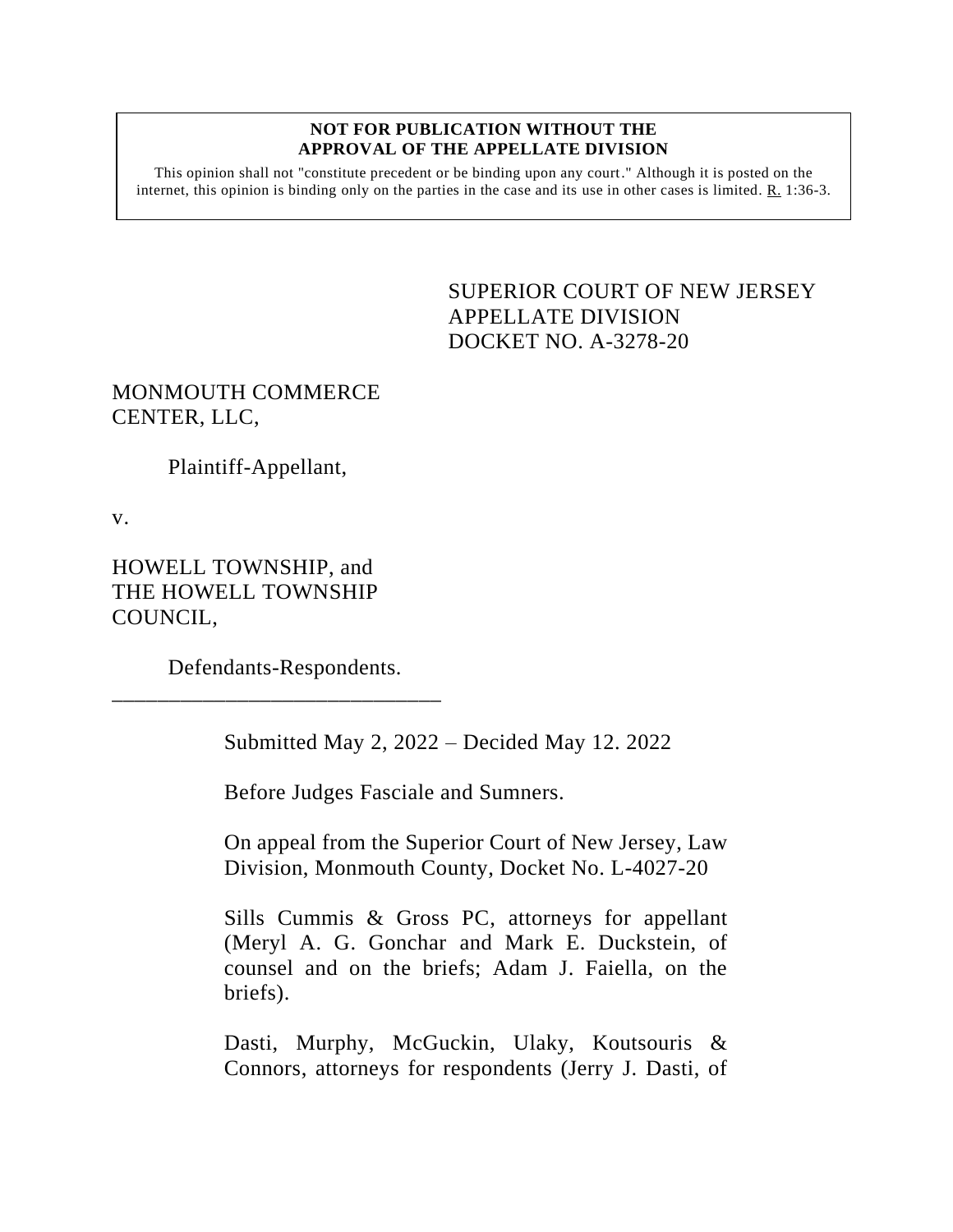**NOT FOR PUBLICATION WITHOUT THE APPROVAL OF THE APPELLATE DIVISION**

This opinion shall not "constitute precedent or be binding upon any court." Although it is posted on the internet, this opinion is binding only on the parties in the case and its use in other cases is limited. R. 1:36-3.

SUPERIOR COURT OF NEW JERSEY
APPELLATE DIVISION
DOCKET NO. A-3278-20

MONMOUTH COMMERCE CENTER, LLC,

Plaintiff-Appellant,

v.

HOWELL TOWNSHIP, and THE HOWELL TOWNSHIP COUNCIL,

Defendants-Respondents.

---

Submitted May 2, 2022 – Decided May 12. 2022

Before Judges Fasciale and Sumners.

On appeal from the Superior Court of New Jersey, Law Division, Monmouth County, Docket No. L-4027-20

Sills Cummis & Gross PC, attorneys for appellant (Meryl A. G. Gonchar and Mark E. Duckstein, of counsel and on the briefs; Adam J. Faiella, on the briefs).

Dasti, Murphy, McGuckin, Ulaky, Koutsouris & Connors, attorneys for respondents (Jerry J. Dasti, of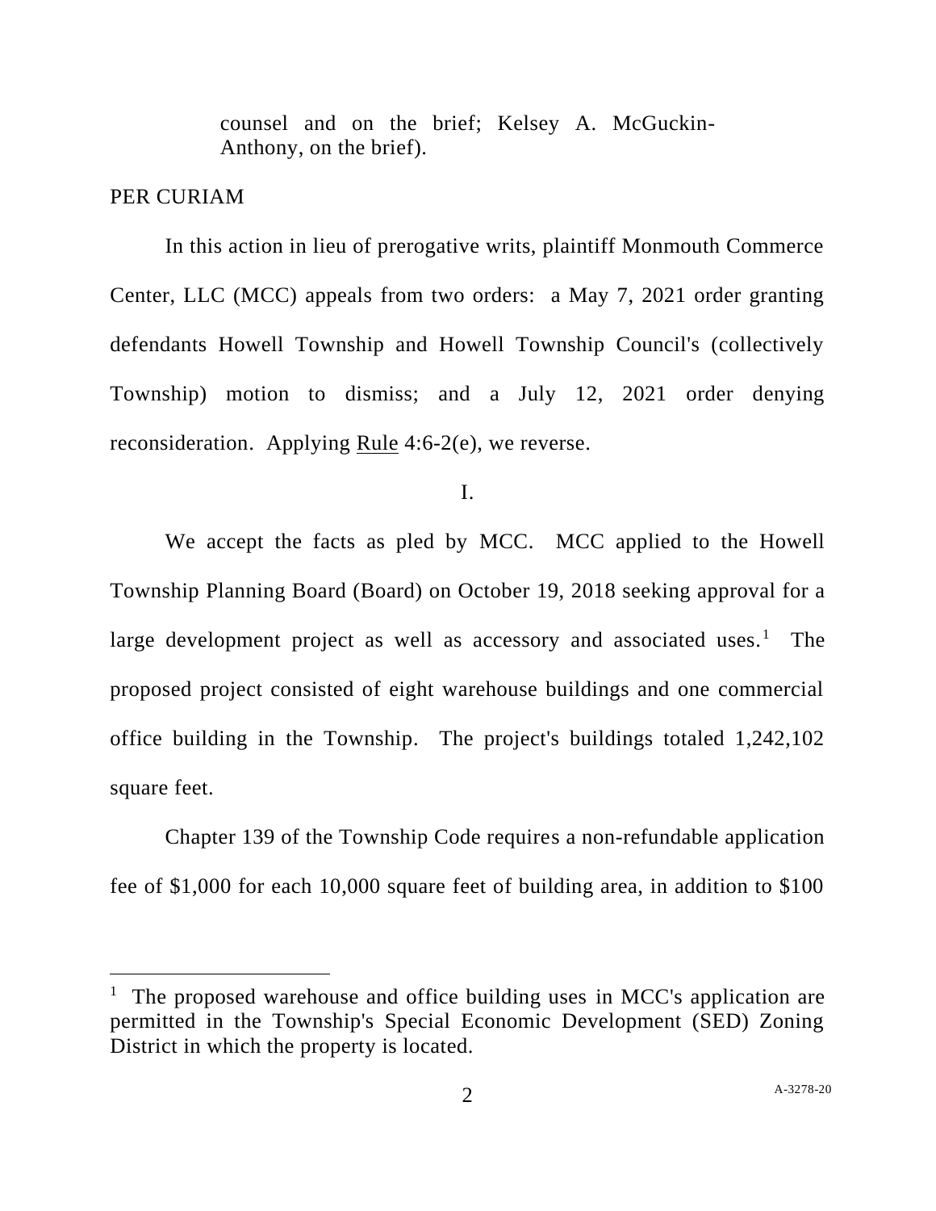counsel and on the brief; Kelsey A. McGuckin-Anthony, on the brief).

PER CURIAM

In this action in lieu of prerogative writs, plaintiff Monmouth Commerce Center, LLC (MCC) appeals from two orders: a May 7, 2021 order granting defendants Howell Township and Howell Township Council's (collectively Township) motion to dismiss; and a July 12, 2021 order denying reconsideration. Applying Rule 4:6-2(e), we reverse.

I.

We accept the facts as pled by MCC. MCC applied to the Howell Township Planning Board (Board) on October 19, 2018 seeking approval for a large development project as well as accessory and associated uses.[1] The proposed project consisted of eight warehouse buildings and one commercial office building in the Township. The project's buildings totaled 1,242,102 square feet.

Chapter 139 of the Township Code requires a non-refundable application fee of $1,000 for each 10,000 square feet of building area, in addition to $100

[1] The proposed warehouse and office building uses in MCC's application are permitted in the Township's Special Economic Development (SED) Zoning District in which the property is located.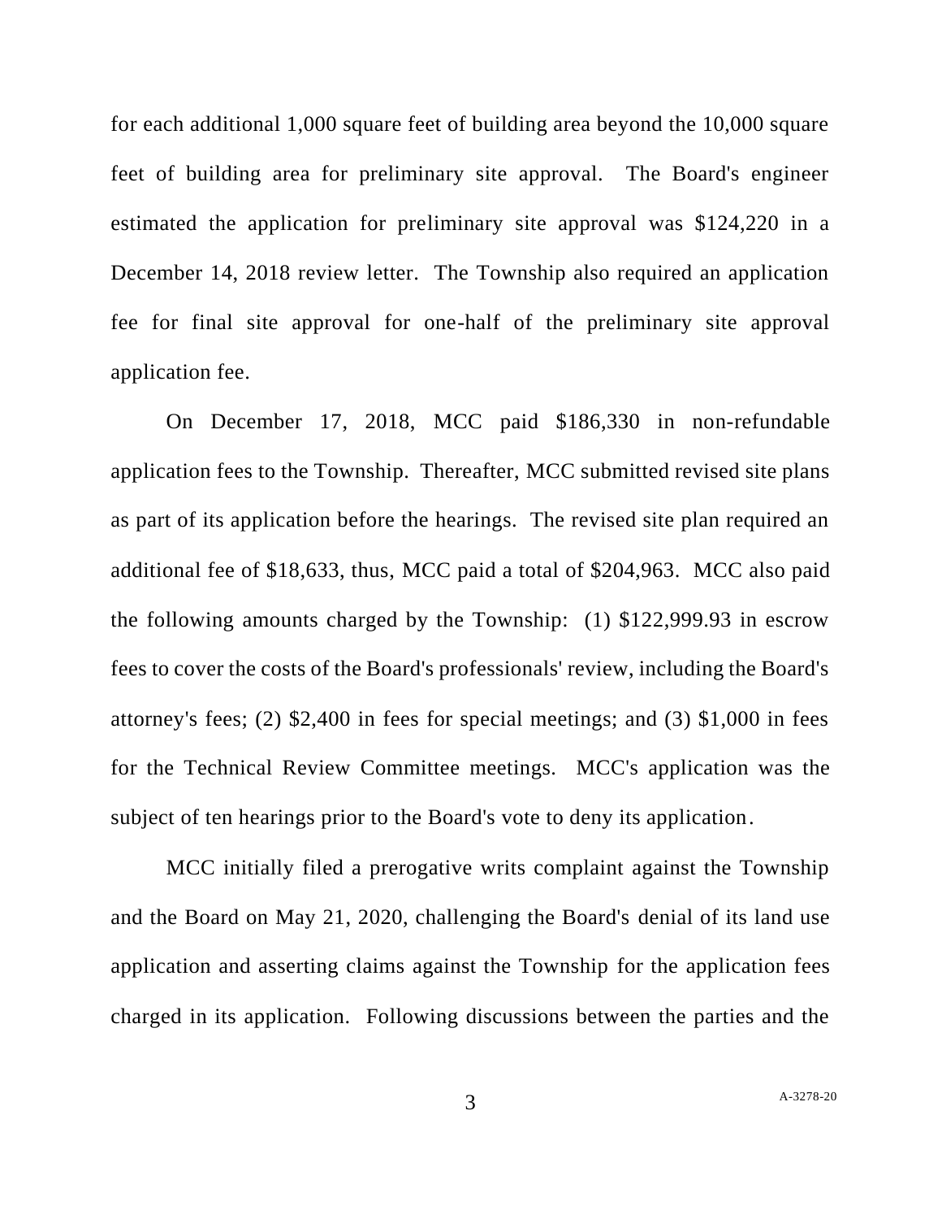for each additional 1,000 square feet of building area beyond the 10,000 square feet of building area for preliminary site approval. The Board's engineer estimated the application for preliminary site approval was $124,220 in a December 14, 2018 review letter. The Township also required an application fee for final site approval for one-half of the preliminary site approval application fee.

On December 17, 2018, MCC paid $186,330 in non-refundable application fees to the Township. Thereafter, MCC submitted revised site plans as part of its application before the hearings. The revised site plan required an additional fee of $18,633, thus, MCC paid a total of $204,963. MCC also paid the following amounts charged by the Township: (1) $122,999.93 in escrow fees to cover the costs of the Board's professionals' review, including the Board's attorney's fees; (2) $2,400 in fees for special meetings; and (3) $1,000 in fees for the Technical Review Committee meetings. MCC's application was the subject of ten hearings prior to the Board's vote to deny its application.

MCC initially filed a prerogative writs complaint against the Township and the Board on May 21, 2020, challenging the Board's denial of its land use application and asserting claims against the Township for the application fees charged in its application. Following discussions between the parties and the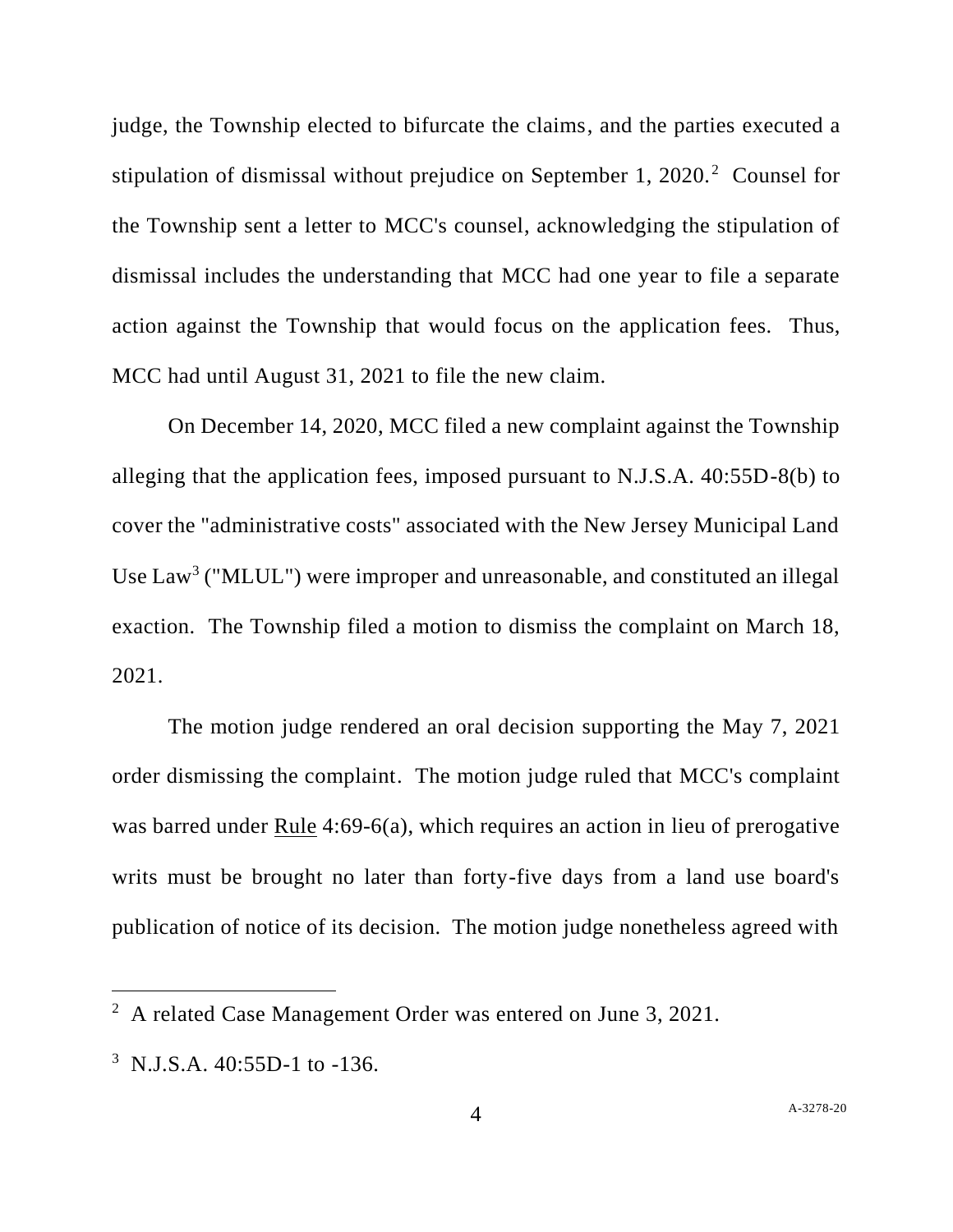judge, the Township elected to bifurcate the claims, and the parties executed a stipulation of dismissal without prejudice on September 1, 2020.[2] Counsel for the Township sent a letter to MCC's counsel, acknowledging the stipulation of dismissal includes the understanding that MCC had one year to file a separate action against the Township that would focus on the application fees. Thus, MCC had until August 31, 2021 to file the new claim.

On December 14, 2020, MCC filed a new complaint against the Township alleging that the application fees, imposed pursuant to N.J.S.A. 40:55D-8(b) to cover the "administrative costs" associated with the New Jersey Municipal Land Use Law[3] ("MLUL") were improper and unreasonable, and constituted an illegal exaction. The Township filed a motion to dismiss the complaint on March 18, 2021.

The motion judge rendered an oral decision supporting the May 7, 2021 order dismissing the complaint. The motion judge ruled that MCC's complaint was barred under Rule 4:69-6(a), which requires an action in lieu of prerogative writs must be brought no later than forty-five days from a land use board's publication of notice of its decision. The motion judge nonetheless agreed with

---

[2] A related Case Management Order was entered on June 3, 2021.

[3] N.J.S.A. 40:55D-1 to -136.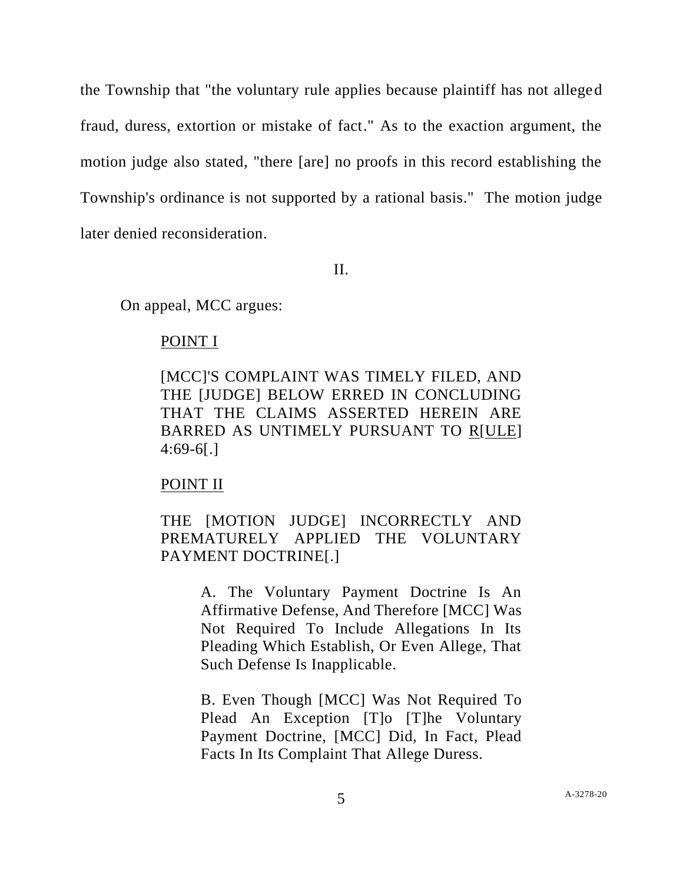the Township that "the voluntary rule applies because plaintiff has not alleged fraud, duress, extortion or mistake of fact." As to the exaction argument, the motion judge also stated, "there [are] no proofs in this record establishing the Township's ordinance is not supported by a rational basis." The motion judge later denied reconsideration.

II.

On appeal, MCC argues:

> POINT I
>
> [MCC]'S COMPLAINT WAS TIMELY FILED, AND THE [JUDGE] BELOW ERRED IN CONCLUDING THAT THE CLAIMS ASSERTED HEREIN ARE BARRED AS UNTIMELY PURSUANT TO R[ULE] 4:69-6[.]
>
> POINT II
>
> THE [MOTION JUDGE] INCORRECTLY AND PREMATURELY APPLIED THE VOLUNTARY PAYMENT DOCTRINE[.]
>
> > A. The Voluntary Payment Doctrine Is An Affirmative Defense, And Therefore [MCC] Was Not Required To Include Allegations In Its Pleading Which Establish, Or Even Allege, That Such Defense Is Inapplicable.
> >
> > B. Even Though [MCC] Was Not Required To Plead An Exception [T]o [T]he Voluntary Payment Doctrine, [MCC] Did, In Fact, Plead Facts In Its Complaint That Allege Duress.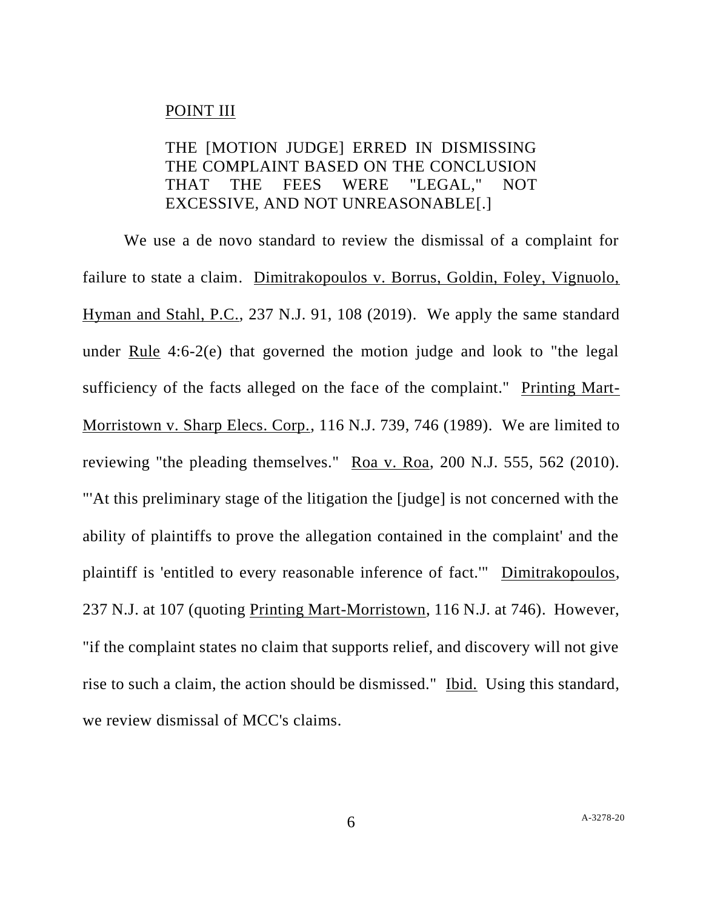POINT III

THE [MOTION JUDGE] ERRED IN DISMISSING THE COMPLAINT BASED ON THE CONCLUSION THAT THE FEES WERE "LEGAL," NOT EXCESSIVE, AND NOT UNREASONABLE[.]

We use a de novo standard to review the dismissal of a complaint for failure to state a claim. Dimitrakopoulos v. Borrus, Goldin, Foley, Vignuolo, Hyman and Stahl, P.C., 237 N.J. 91, 108 (2019). We apply the same standard under Rule 4:6-2(e) that governed the motion judge and look to "the legal sufficiency of the facts alleged on the face of the complaint." Printing Mart-Morristown v. Sharp Elecs. Corp., 116 N.J. 739, 746 (1989). We are limited to reviewing "the pleading themselves." Roa v. Roa, 200 N.J. 555, 562 (2010). "'At this preliminary stage of the litigation the [judge] is not concerned with the ability of plaintiffs to prove the allegation contained in the complaint' and the plaintiff is 'entitled to every reasonable inference of fact.'" Dimitrakopoulos, 237 N.J. at 107 (quoting Printing Mart-Morristown, 116 N.J. at 746). However, "if the complaint states no claim that supports relief, and discovery will not give rise to such a claim, the action should be dismissed." Ibid. Using this standard, we review dismissal of MCC's claims.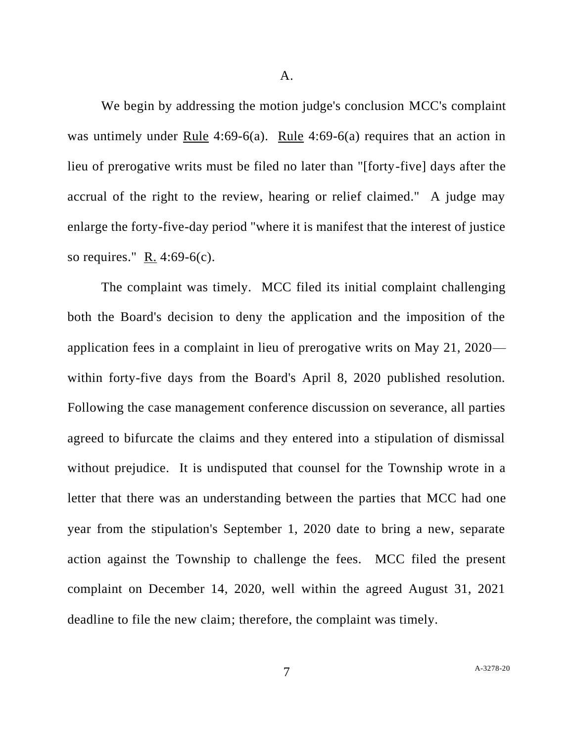A.

We begin by addressing the motion judge's conclusion MCC's complaint was untimely under Rule 4:69-6(a). Rule 4:69-6(a) requires that an action in lieu of prerogative writs must be filed no later than "[forty-five] days after the accrual of the right to the review, hearing or relief claimed." A judge may enlarge the forty-five-day period "where it is manifest that the interest of justice so requires." R. 4:69-6(c).

The complaint was timely. MCC filed its initial complaint challenging both the Board's decision to deny the application and the imposition of the application fees in a complaint in lieu of prerogative writs on May 21, 2020—within forty-five days from the Board's April 8, 2020 published resolution. Following the case management conference discussion on severance, all parties agreed to bifurcate the claims and they entered into a stipulation of dismissal without prejudice. It is undisputed that counsel for the Township wrote in a letter that there was an understanding between the parties that MCC had one year from the stipulation's September 1, 2020 date to bring a new, separate action against the Township to challenge the fees. MCC filed the present complaint on December 14, 2020, well within the agreed August 31, 2021 deadline to file the new claim; therefore, the complaint was timely.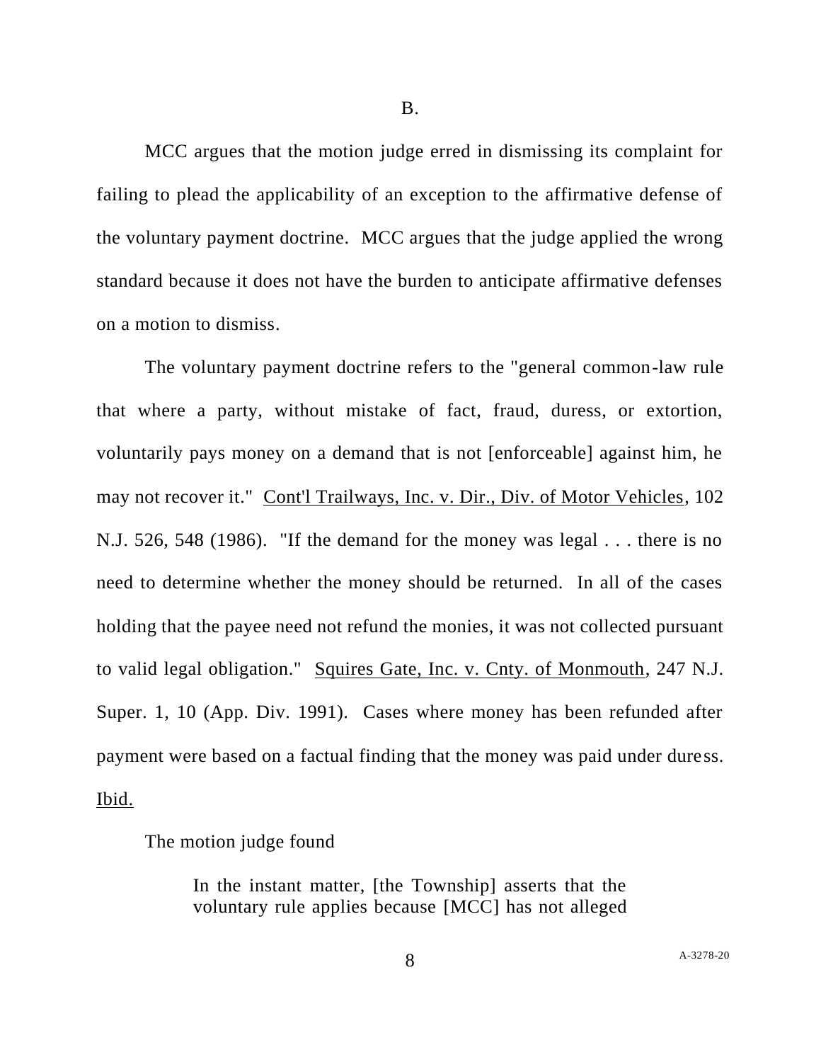B.

MCC argues that the motion judge erred in dismissing its complaint for failing to plead the applicability of an exception to the affirmative defense of the voluntary payment doctrine. MCC argues that the judge applied the wrong standard because it does not have the burden to anticipate affirmative defenses on a motion to dismiss.

The voluntary payment doctrine refers to the "general common-law rule that where a party, without mistake of fact, fraud, duress, or extortion, voluntarily pays money on a demand that is not [enforceable] against him, he may not recover it." Cont'l Trailways, Inc. v. Dir., Div. of Motor Vehicles, 102 N.J. 526, 548 (1986). "If the demand for the money was legal . . . there is no need to determine whether the money should be returned. In all of the cases holding that the payee need not refund the monies, it was not collected pursuant to valid legal obligation." Squires Gate, Inc. v. Cnty. of Monmouth, 247 N.J. Super. 1, 10 (App. Div. 1991). Cases where money has been refunded after payment were based on a factual finding that the money was paid under duress. Ibid.

The motion judge found

> In the instant matter, [the Township] asserts that the voluntary rule applies because [MCC] has not alleged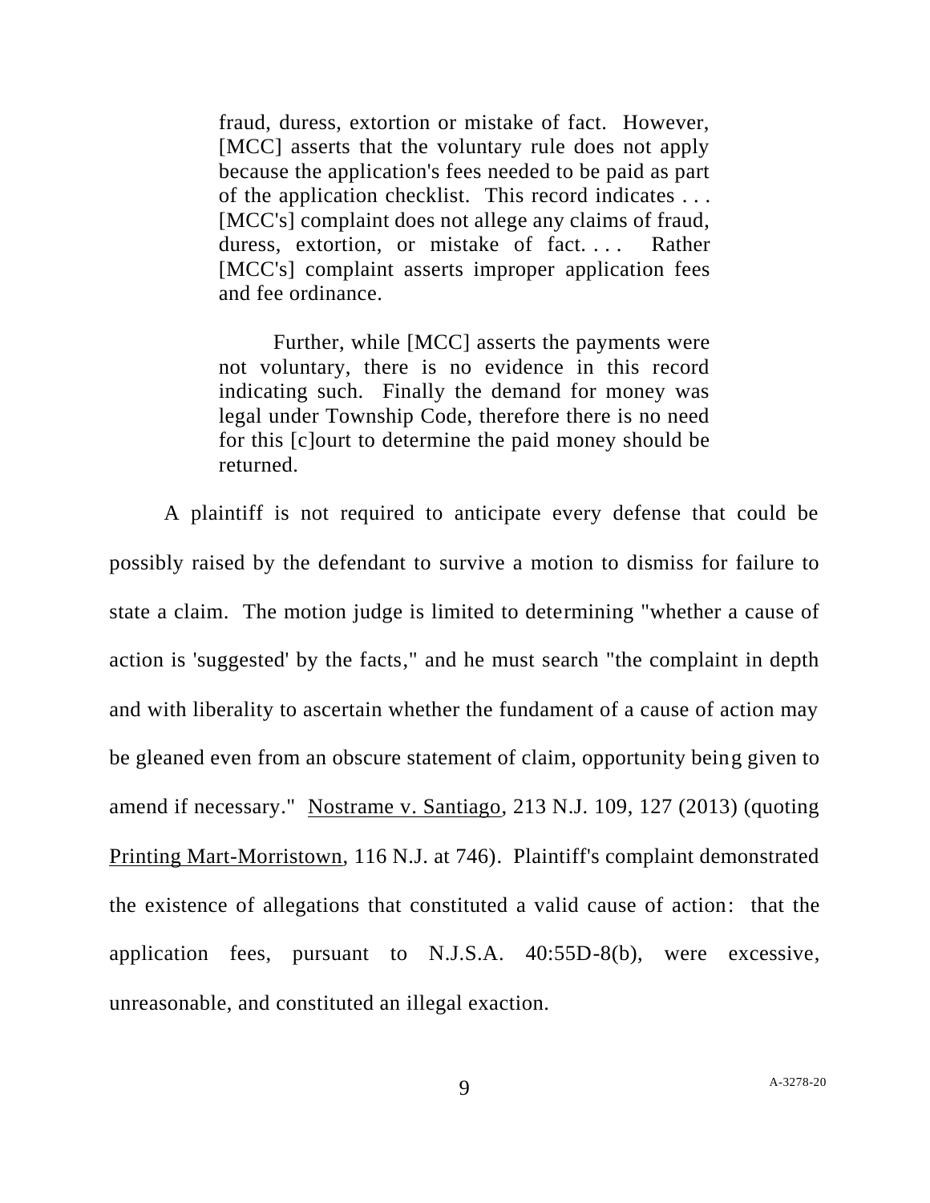> fraud, duress, extortion or mistake of fact. However, [MCC] asserts that the voluntary rule does not apply because the application's fees needed to be paid as part of the application checklist. This record indicates . . . [MCC's] complaint does not allege any claims of fraud, duress, extortion, or mistake of fact. . . . Rather [MCC's] complaint asserts improper application fees and fee ordinance.
>
> Further, while [MCC] asserts the payments were not voluntary, there is no evidence in this record indicating such. Finally the demand for money was legal under Township Code, therefore there is no need for this [c]ourt to determine the paid money should be returned.

A plaintiff is not required to anticipate every defense that could be possibly raised by the defendant to survive a motion to dismiss for failure to state a claim. The motion judge is limited to determining "whether a cause of action is 'suggested' by the facts," and he must search "the complaint in depth and with liberality to ascertain whether the fundament of a cause of action may be gleaned even from an obscure statement of claim, opportunity being given to amend if necessary." Nostrame v. Santiago, 213 N.J. 109, 127 (2013) (quoting Printing Mart-Morristown, 116 N.J. at 746). Plaintiff's complaint demonstrated the existence of allegations that constituted a valid cause of action: that the application fees, pursuant to N.J.S.A. 40:55D-8(b), were excessive, unreasonable, and constituted an illegal exaction.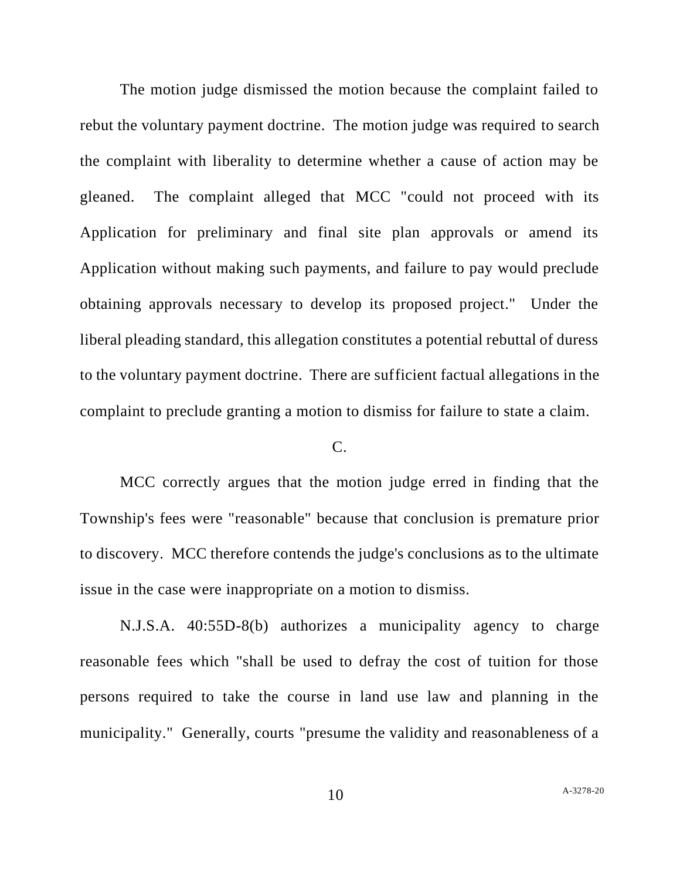The motion judge dismissed the motion because the complaint failed to rebut the voluntary payment doctrine. The motion judge was required to search the complaint with liberality to determine whether a cause of action may be gleaned. The complaint alleged that MCC "could not proceed with its Application for preliminary and final site plan approvals or amend its Application without making such payments, and failure to pay would preclude obtaining approvals necessary to develop its proposed project." Under the liberal pleading standard, this allegation constitutes a potential rebuttal of duress to the voluntary payment doctrine. There are sufficient factual allegations in the complaint to preclude granting a motion to dismiss for failure to state a claim.

C.

MCC correctly argues that the motion judge erred in finding that the Township's fees were "reasonable" because that conclusion is premature prior to discovery. MCC therefore contends the judge's conclusions as to the ultimate issue in the case were inappropriate on a motion to dismiss.

N.J.S.A. 40:55D-8(b) authorizes a municipality agency to charge reasonable fees which "shall be used to defray the cost of tuition for those persons required to take the course in land use law and planning in the municipality." Generally, courts "presume the validity and reasonableness of a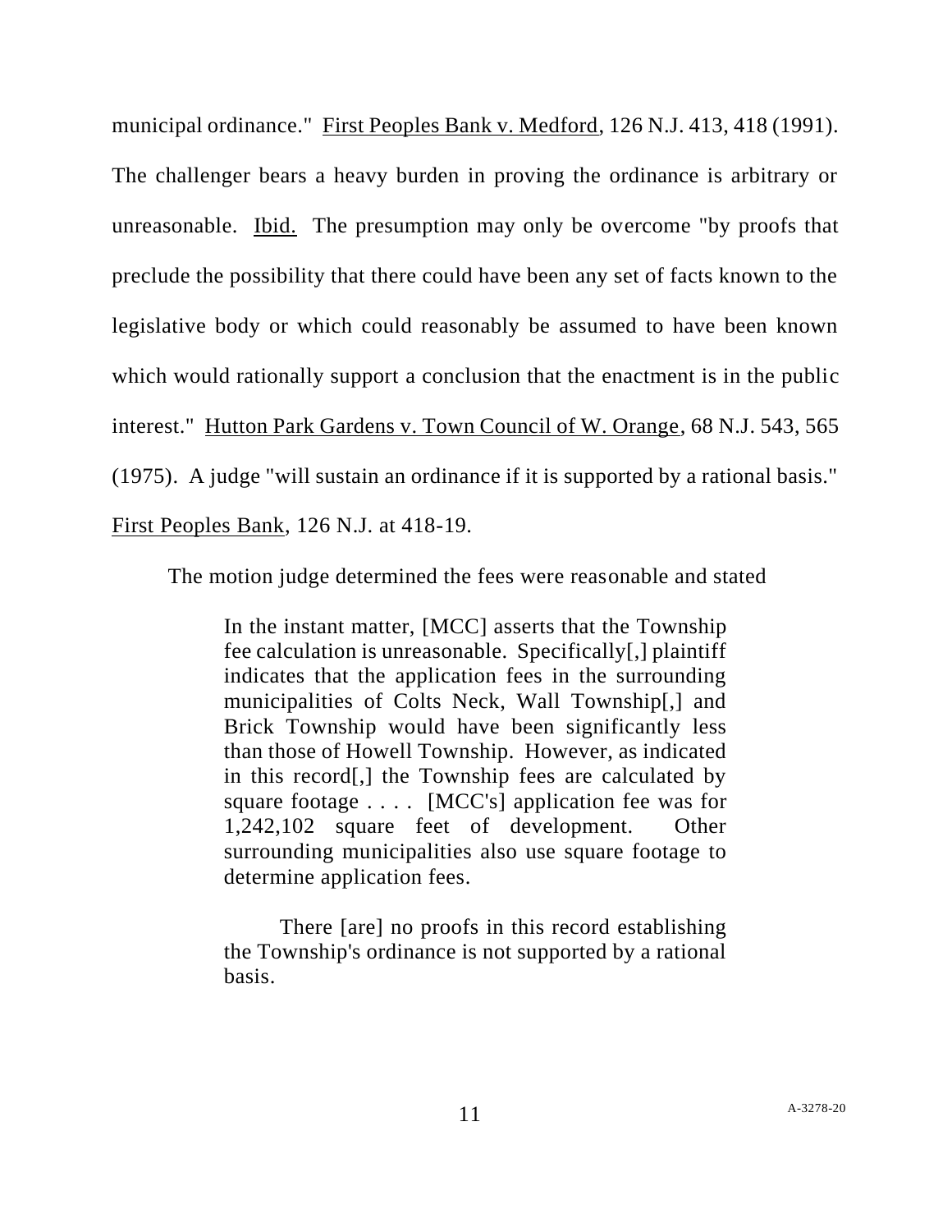municipal ordinance." First Peoples Bank v. Medford, 126 N.J. 413, 418 (1991). The challenger bears a heavy burden in proving the ordinance is arbitrary or unreasonable. Ibid. The presumption may only be overcome "by proofs that preclude the possibility that there could have been any set of facts known to the legislative body or which could reasonably be assumed to have been known which would rationally support a conclusion that the enactment is in the public interest." Hutton Park Gardens v. Town Council of W. Orange, 68 N.J. 543, 565 (1975). A judge "will sustain an ordinance if it is supported by a rational basis." First Peoples Bank, 126 N.J. at 418-19.

The motion judge determined the fees were reasonable and stated

> In the instant matter, [MCC] asserts that the Township fee calculation is unreasonable. Specifically[,] plaintiff indicates that the application fees in the surrounding municipalities of Colts Neck, Wall Township[,] and Brick Township would have been significantly less than those of Howell Township. However, as indicated in this record[,] the Township fees are calculated by square footage . . . . [MCC's] application fee was for 1,242,102 square feet of development. Other surrounding municipalities also use square footage to determine application fees.
>
> There [are] no proofs in this record establishing the Township's ordinance is not supported by a rational basis.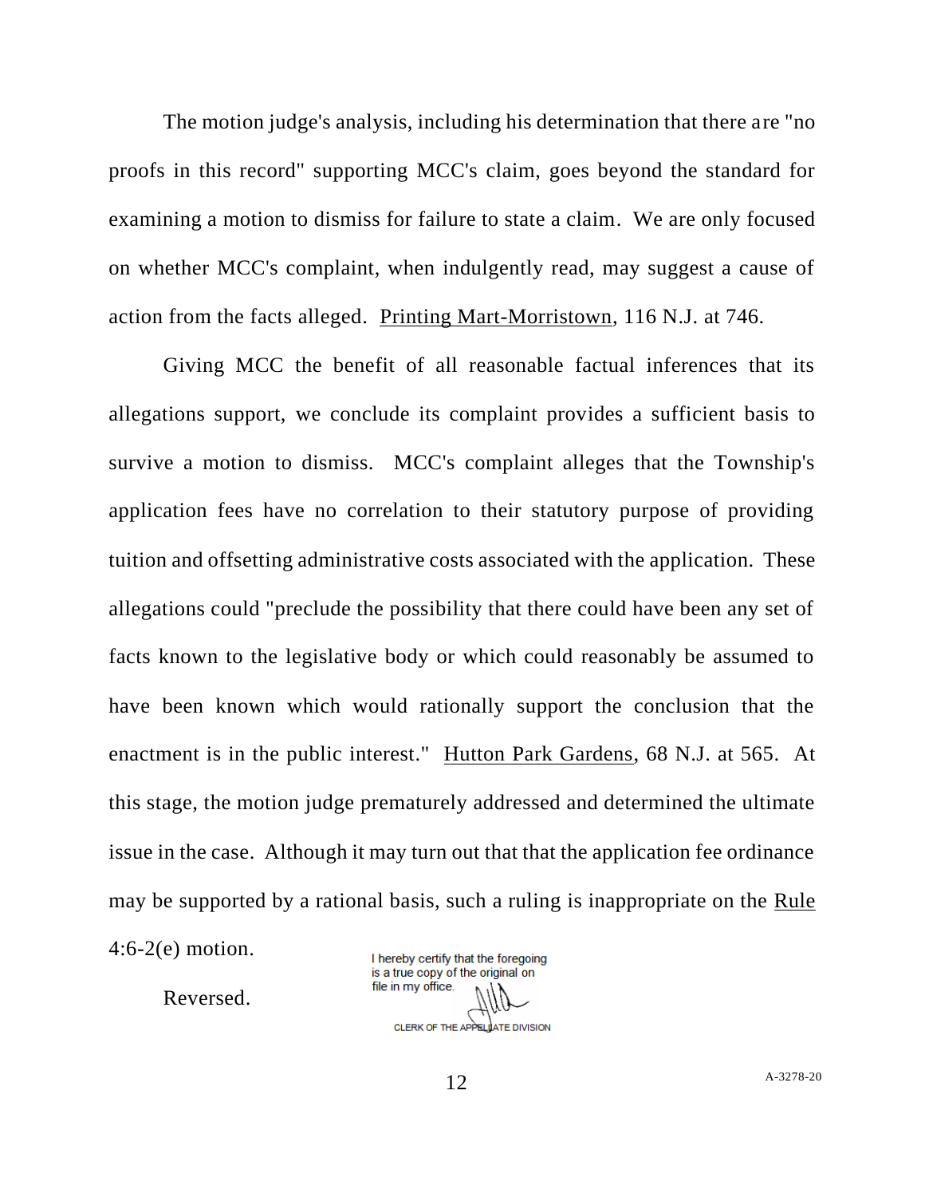The motion judge's analysis, including his determination that there are "no proofs in this record" supporting MCC's claim, goes beyond the standard for examining a motion to dismiss for failure to state a claim. We are only focused on whether MCC's complaint, when indulgently read, may suggest a cause of action from the facts alleged. Printing Mart-Morristown, 116 N.J. at 746.

Giving MCC the benefit of all reasonable factual inferences that its allegations support, we conclude its complaint provides a sufficient basis to survive a motion to dismiss. MCC's complaint alleges that the Township's application fees have no correlation to their statutory purpose of providing tuition and offsetting administrative costs associated with the application. These allegations could "preclude the possibility that there could have been any set of facts known to the legislative body or which could reasonably be assumed to have been known which would rationally support the conclusion that the enactment is in the public interest." Hutton Park Gardens, 68 N.J. at 565. At this stage, the motion judge prematurely addressed and determined the ultimate issue in the case. Although it may turn out that that the application fee ordinance may be supported by a rational basis, such a ruling is inappropriate on the Rule 4:6-2(e) motion.

Reversed.

I hereby certify that the foregoing is a true copy of the original on file in my office.

CLERK OF THE APPELLATE DIVISION

A-3278-20